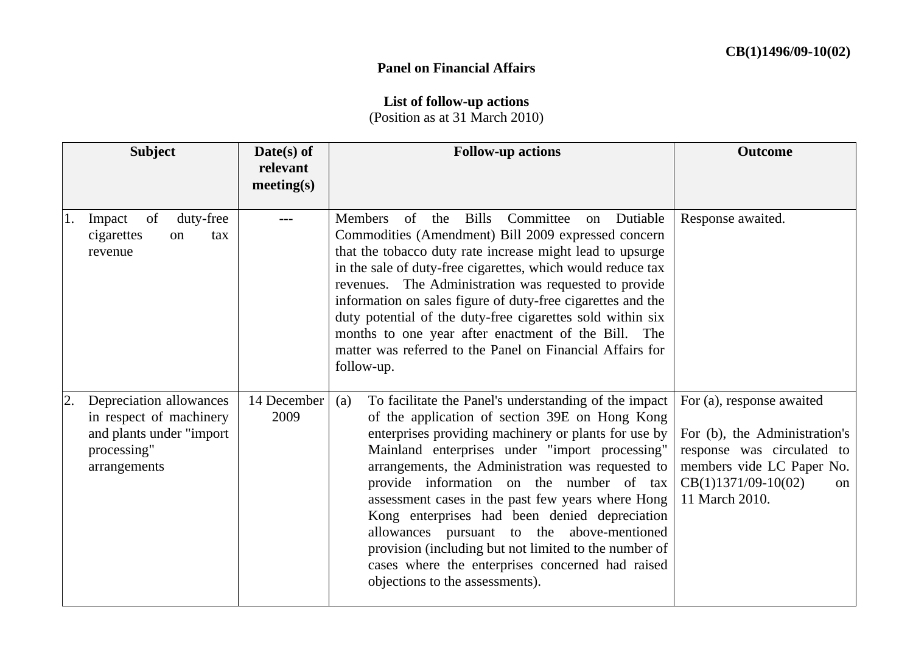**CB(1)1496/09-10(02)**

**Panel on Financial Affairs**

**List of follow-up actions**
(Position as at 31 March 2010)

| Subject | Date(s) of relevant meeting(s) | Follow-up actions | Outcome |
|---|---|---|---|
| 1. Impact of duty-free cigarettes on tax revenue | --- | Members of the Bills Committee on Dutiable Commodities (Amendment) Bill 2009 expressed concern that the tobacco duty rate increase might lead to upsurge in the sale of duty-free cigarettes, which would reduce tax revenues. The Administration was requested to provide information on sales figure of duty-free cigarettes and the duty potential of the duty-free cigarettes sold within six months to one year after enactment of the Bill. The matter was referred to the Panel on Financial Affairs for follow-up. | Response awaited. |
| 2. Depreciation allowances in respect of machinery and plants under "import processing" arrangements | 14 December 2009 | (a) To facilitate the Panel's understanding of the impact of the application of section 39E on Hong Kong enterprises providing machinery or plants for use by Mainland enterprises under "import processing" arrangements, the Administration was requested to provide information on the number of tax assessment cases in the past few years where Hong Kong enterprises had been denied depreciation allowances pursuant to the above-mentioned provision (including but not limited to the number of cases where the enterprises concerned had raised objections to the assessments). | For (a), response awaited<br><br>For (b), the Administration's response was circulated to members vide LC Paper No. CB(1)1371/09-10(02) on 11 March 2010. |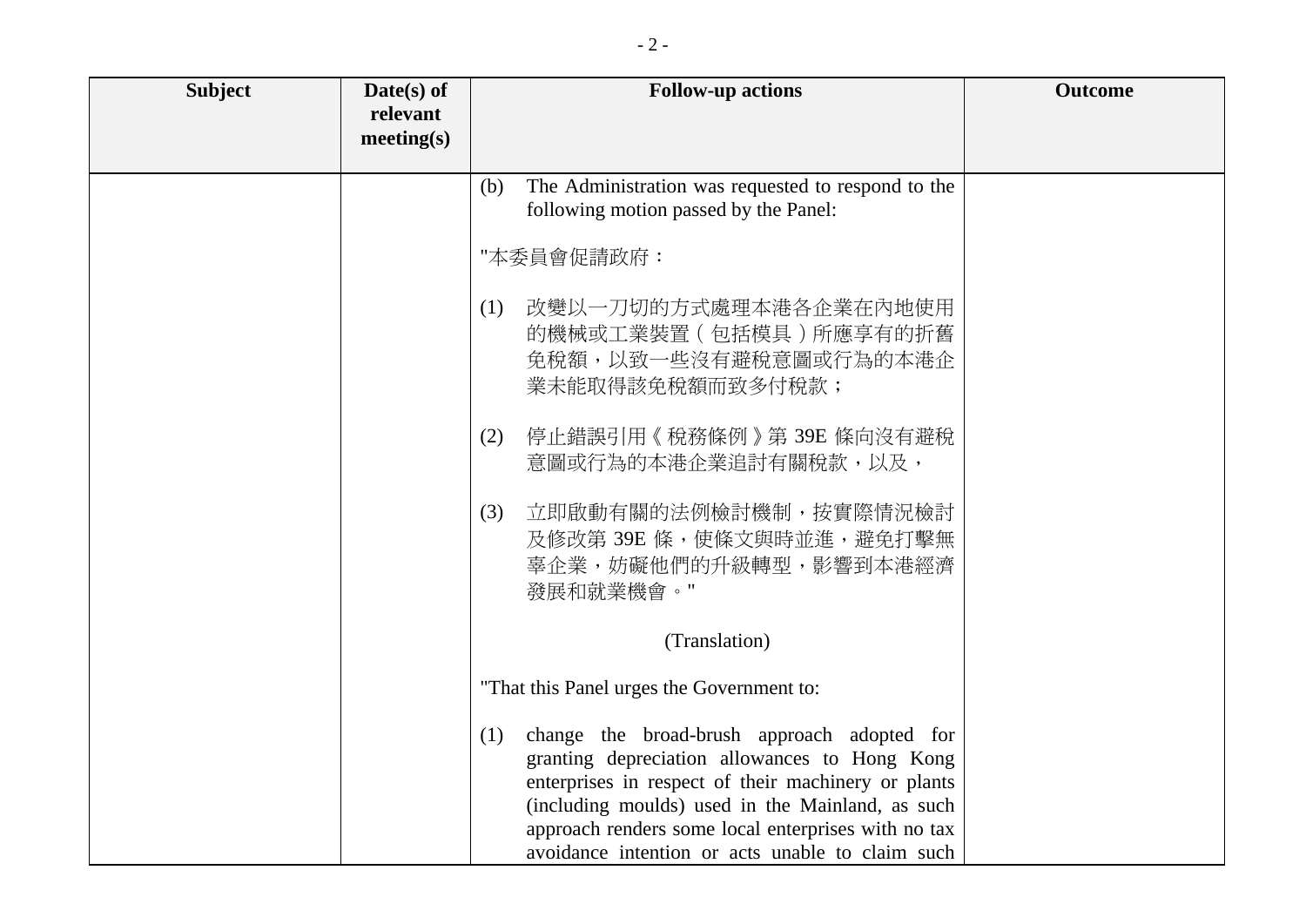| Subject | Date(s) of relevant meeting(s) | Follow-up actions | Outcome |
|---|---|---|---|
| | | (b) The Administration was requested to respond to the following motion passed by the Panel:<br><br>"本委員會促請政府：<br><br>(1) 改變以一刀切的方式處理本港各企業在內地使用的機械或工業裝置（包括模具）所應享有的折舊免稅額，以致一些沒有避稅意圖或行為的本港企業未能取得該免稅額而致多付稅款；<br><br>(2) 停止錯誤引用《稅務條例》第 39E 條向沒有避稅意圖或行為的本港企業追討有關稅款，以及，<br><br>(3) 立即啟動有關的法例檢討機制，按實際情況檢討及修改第 39E 條，使條文與時並進，避免打擊無辜企業，妨礙他們的升級轉型，影響到本港經濟發展和就業機會。"<br><br>(Translation)<br><br>"That this Panel urges the Government to:<br><br>(1) change the broad-brush approach adopted for granting depreciation allowances to Hong Kong enterprises in respect of their machinery or plants (including moulds) used in the Mainland, as such approach renders some local enterprises with no tax avoidance intention or acts unable to claim such | |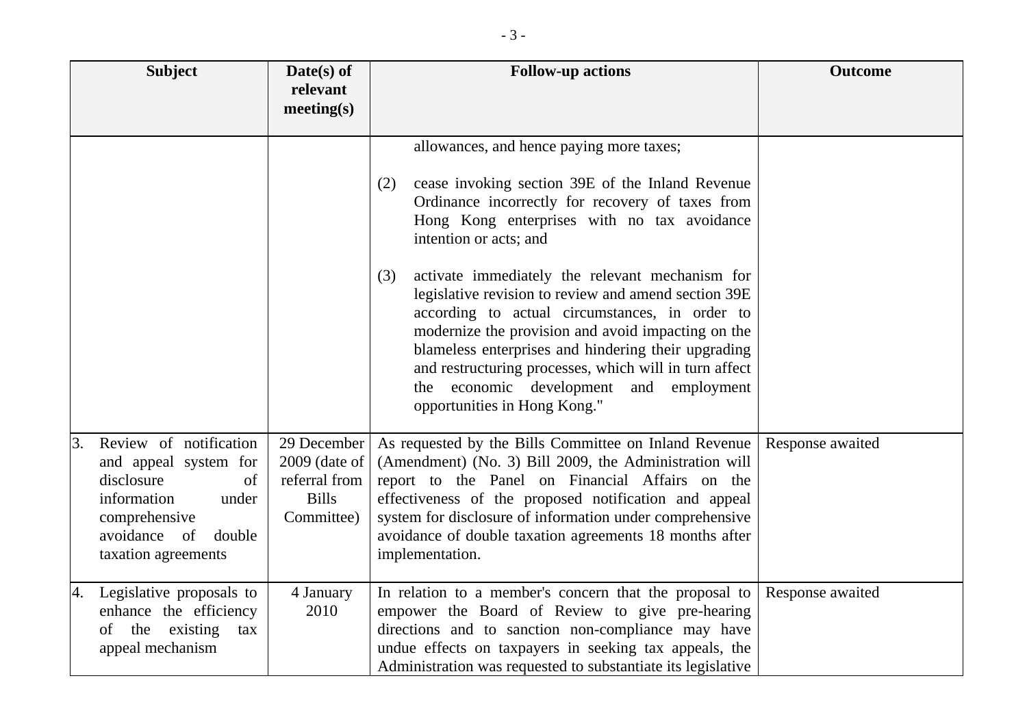| Subject | Date(s) of relevant meeting(s) | Follow-up actions | Outcome |
|---|---|---|---|
| | | allowances, and hence paying more taxes;<br><br>(2) cease invoking section 39E of the Inland Revenue Ordinance incorrectly for recovery of taxes from Hong Kong enterprises with no tax avoidance intention or acts; and<br><br>(3) activate immediately the relevant mechanism for legislative revision to review and amend section 39E according to actual circumstances, in order to modernize the provision and avoid impacting on the blameless enterprises and hindering their upgrading and restructuring processes, which will in turn affect the economic development and employment opportunities in Hong Kong." | |
| 3. Review of notification and appeal system for disclosure of information under comprehensive avoidance of double taxation agreements | 29 December 2009 (date of referral from Bills Committee) | As requested by the Bills Committee on Inland Revenue (Amendment) (No. 3) Bill 2009, the Administration will report to the Panel on Financial Affairs on the effectiveness of the proposed notification and appeal system for disclosure of information under comprehensive avoidance of double taxation agreements 18 months after implementation. | Response awaited |
| 4. Legislative proposals to enhance the efficiency of the existing tax appeal mechanism | 4 January 2010 | In relation to a member's concern that the proposal to empower the Board of Review to give pre-hearing directions and to sanction non-compliance may have undue effects on taxpayers in seeking tax appeals, the Administration was requested to substantiate its legislative | Response awaited |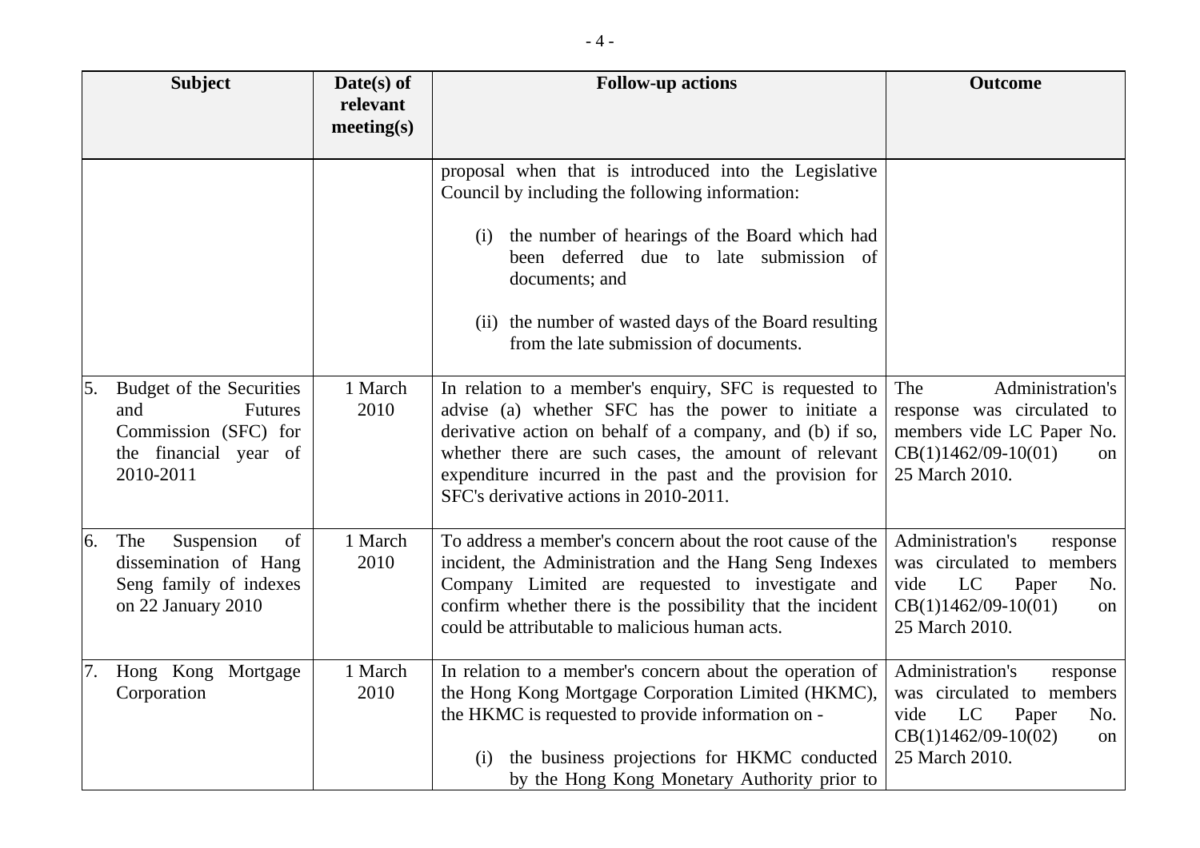| Subject | Date(s) of relevant meeting(s) | Follow-up actions | Outcome |
|---|---|---|---|
| | | proposal when that is introduced into the Legislative Council by including the following information:<br><br>(i) the number of hearings of the Board which had been deferred due to late submission of documents; and<br><br>(ii) the number of wasted days of the Board resulting from the late submission of documents. | |
| 5. Budget of the Securities and Futures Commission (SFC) for the financial year of 2010-2011 | 1 March 2010 | In relation to a member's enquiry, SFC is requested to advise (a) whether SFC has the power to initiate a derivative action on behalf of a company, and (b) if so, whether there are such cases, the amount of relevant expenditure incurred in the past and the provision for SFC's derivative actions in 2010-2011. | The Administration's response was circulated to members vide LC Paper No. CB(1)1462/09-10(01) on 25 March 2010. |
| 6. The Suspension of dissemination of Hang Seng family of indexes on 22 January 2010 | 1 March 2010 | To address a member's concern about the root cause of the incident, the Administration and the Hang Seng Indexes Company Limited are requested to investigate and confirm whether there is the possibility that the incident could be attributable to malicious human acts. | Administration's response was circulated to members vide LC Paper No. CB(1)1462/09-10(01) on 25 March 2010. |
| 7. Hong Kong Mortgage Corporation | 1 March 2010 | In relation to a member's concern about the operation of the Hong Kong Mortgage Corporation Limited (HKMC), the HKMC is requested to provide information on -<br><br>(i) the business projections for HKMC conducted by the Hong Kong Monetary Authority prior to | Administration's response was circulated to members vide LC Paper No. CB(1)1462/09-10(02) on 25 March 2010. |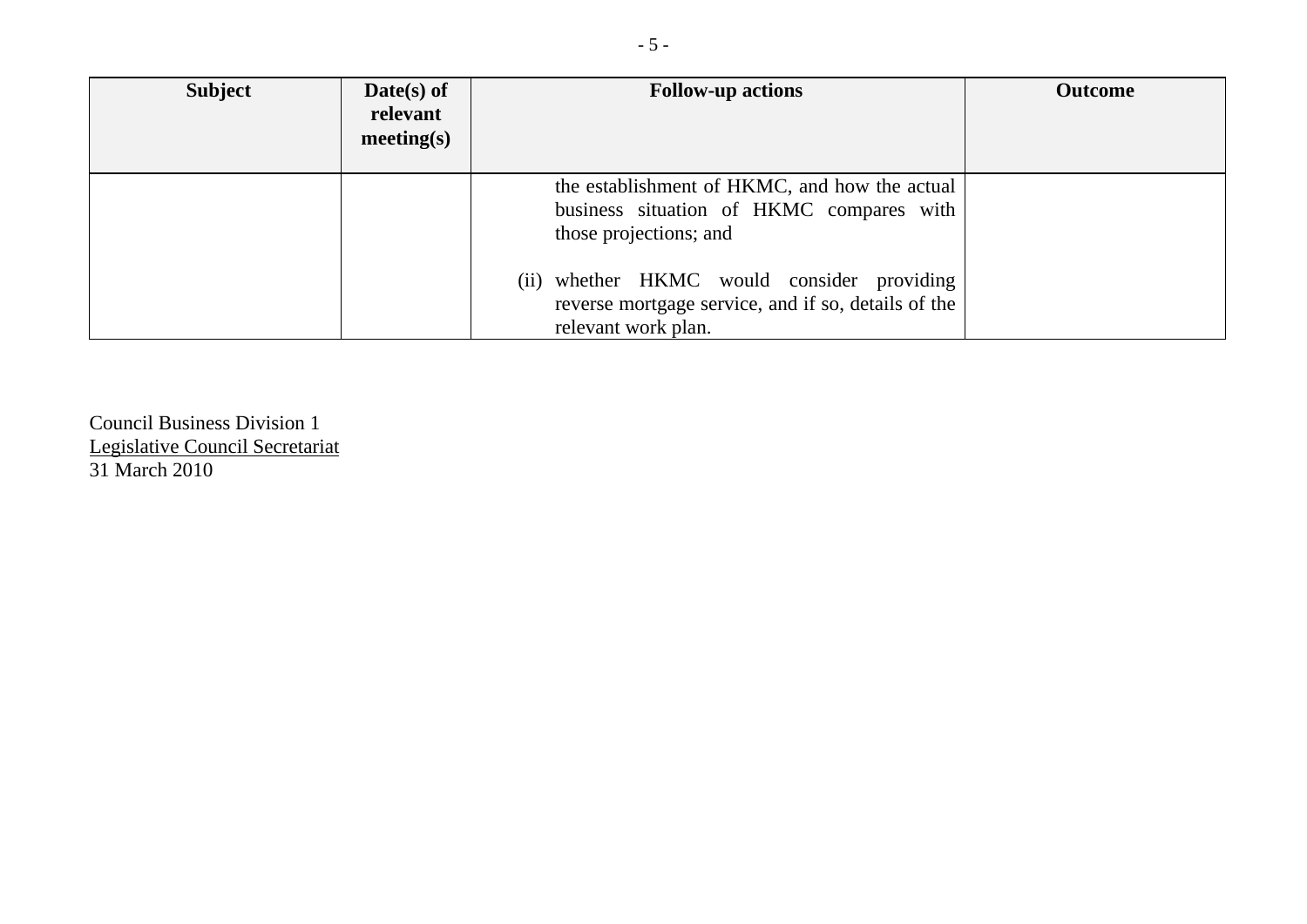| Subject | Date(s) of relevant meeting(s) | Follow-up actions | Outcome |
|---|---|---|---|
| | | the establishment of HKMC, and how the actual business situation of HKMC compares with those projections; and<br><br>(ii) whether HKMC would consider providing reverse mortgage service, and if so, details of the relevant work plan. | |

Council Business Division 1
Legislative Council Secretariat
31 March 2010